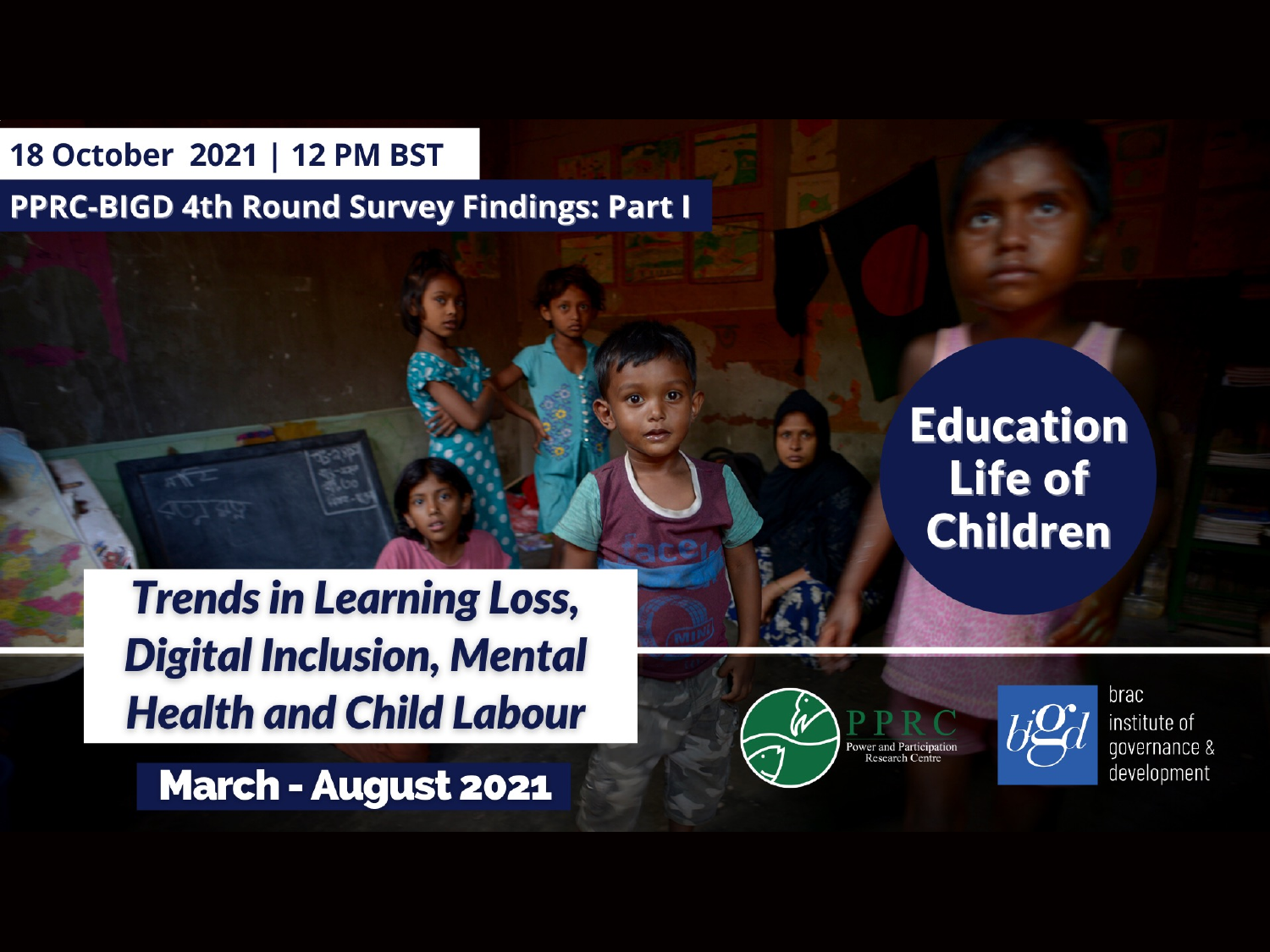18 October 2021 | 12 PM BST

**PPRC-BIGD 4th Round Survey Findings: Part I**

# Education Life of Children

## *Trends in Learning Loss, Digital Inclusion, Mental Health and Child Labour*

**March - August 2021**

PPRC Power and Participation Research Centre

bigd brac institute of governance & development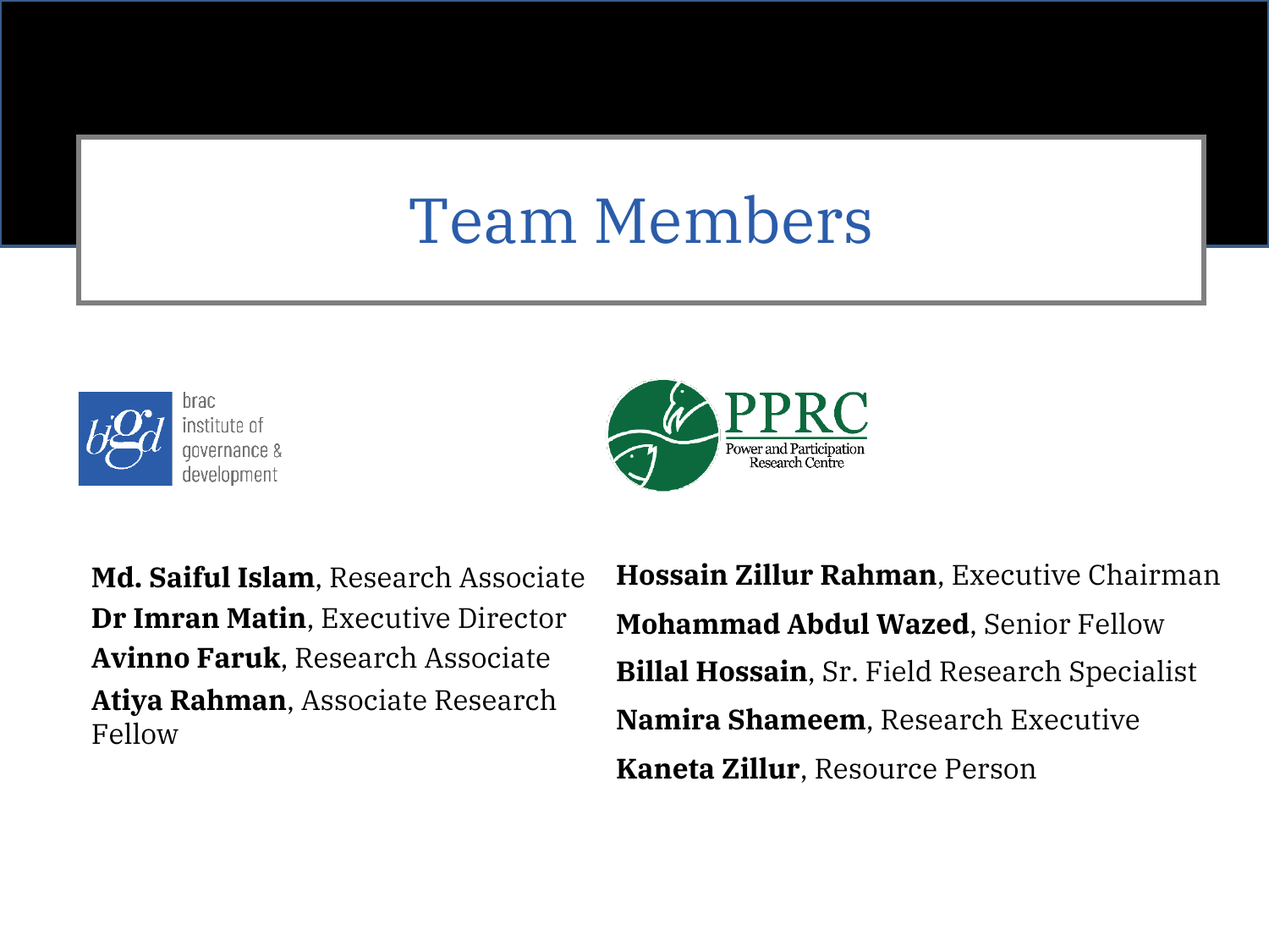# Team Members

brac institute of governance & development

**Md. Saiful Islam**, Research Associate
**Dr Imran Matin**, Executive Director
**Avinno Faruk**, Research Associate
**Atiya Rahman**, Associate Research Fellow

PPRC
Power and Participation Research Centre

**Hossain Zillur Rahman**, Executive Chairman
**Mohammad Abdul Wazed**, Senior Fellow
**Billal Hossain**, Sr. Field Research Specialist
**Namira Shameem**, Research Executive
**Kaneta Zillur**, Resource Person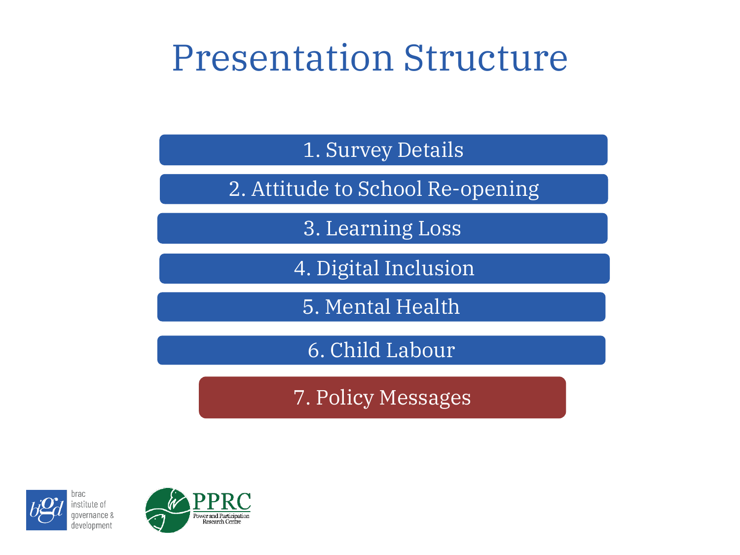# Presentation Structure

1. Survey Details
2. Attitude to School Re-opening
3. Learning Loss
4. Digital Inclusion
5. Mental Health
6. Child Labour
7. Policy Messages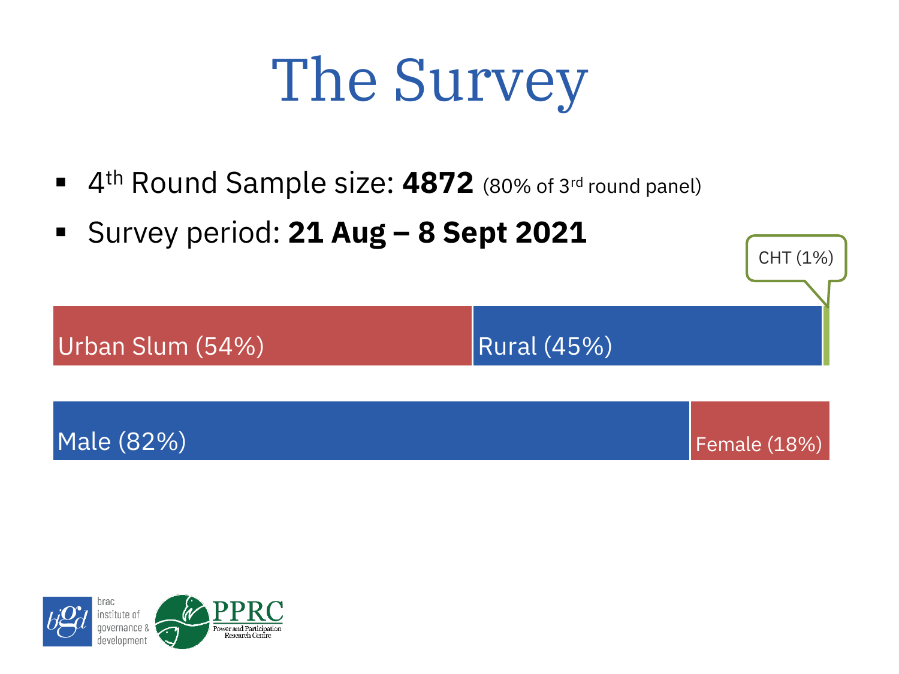# The Survey

- 4th Round Sample size: **4872** (80% of 3rd round panel)
- Survey period: **21 Aug – 8 Sept 2021**

Urban Slum (54%) | Rural (45%) | CHT (1%)

Male (82%) | Female (18%)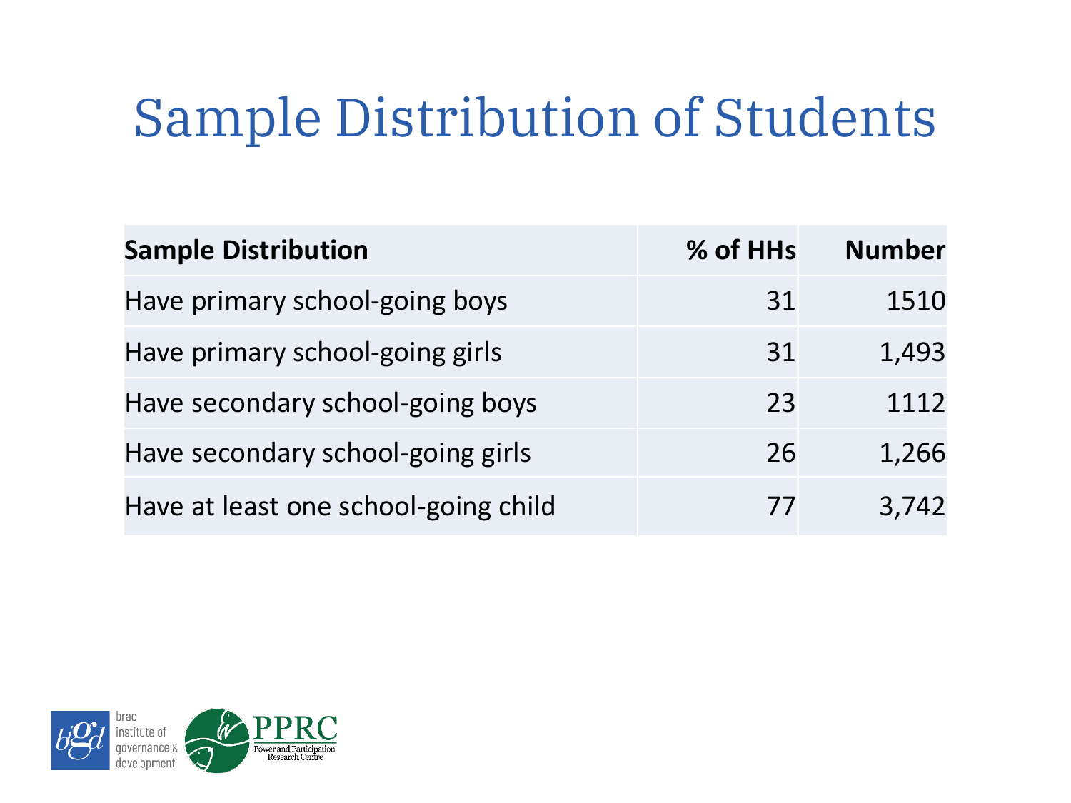# Sample Distribution of Students

| Sample Distribution | % of HHs | Number |
|---|---|---|
| Have primary school-going boys | 31 | 1510 |
| Have primary school-going girls | 31 | 1,493 |
| Have secondary school-going boys | 23 | 1112 |
| Have secondary school-going girls | 26 | 1,266 |
| Have at least one school-going child | 77 | 3,742 |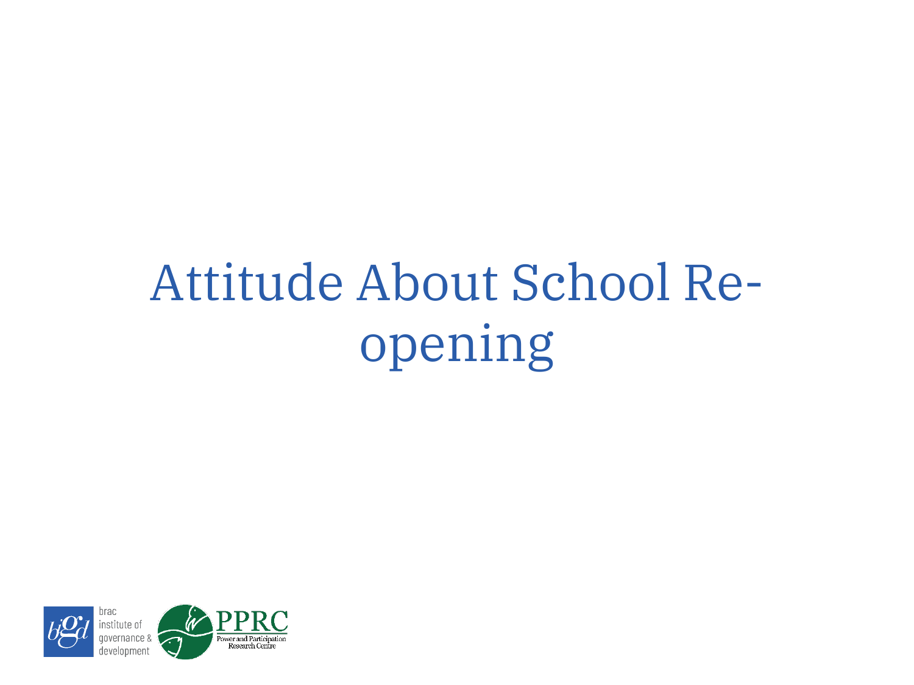# Attitude About School Re-opening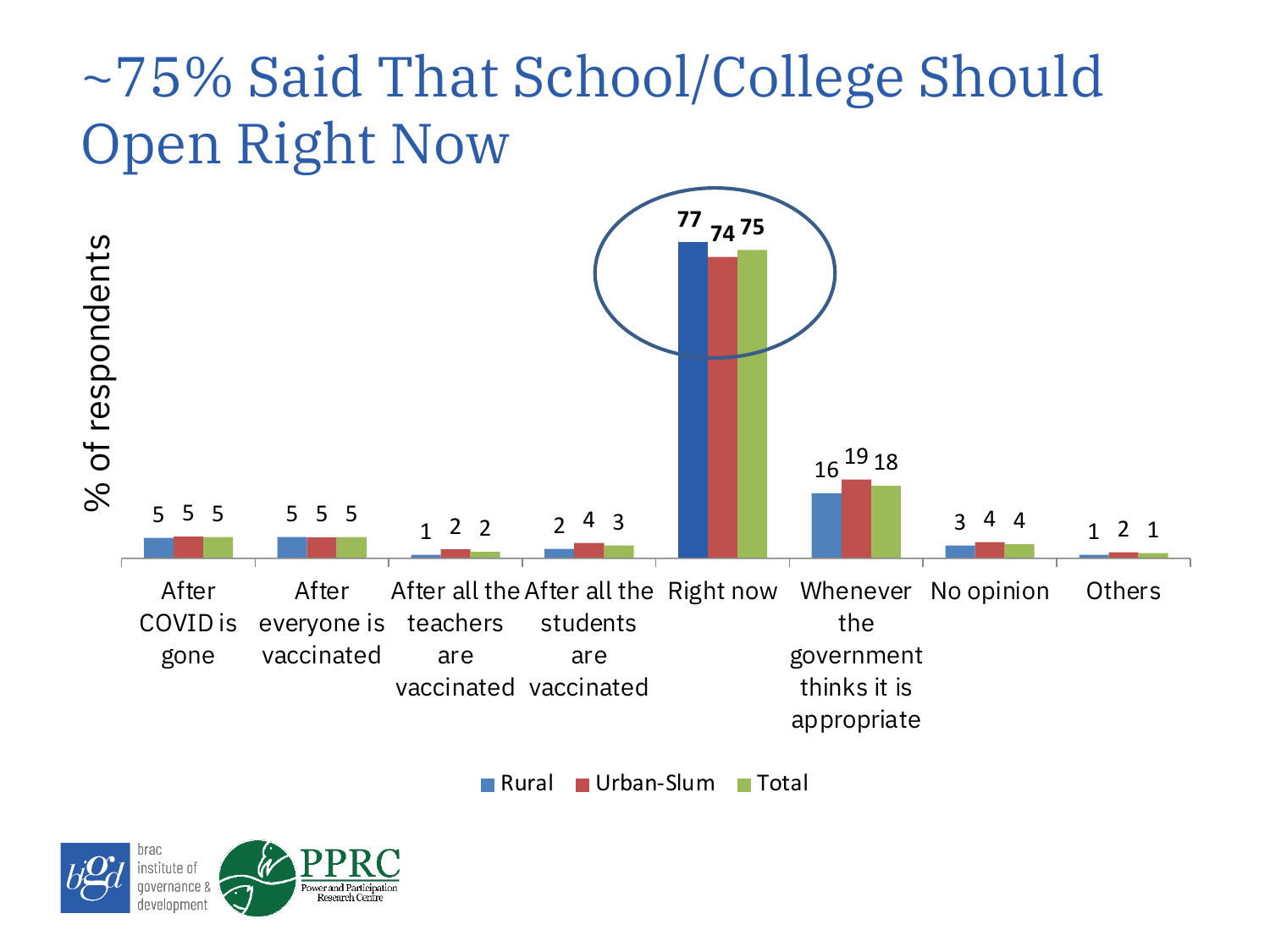# ~75% Said That School/College Should Open Right Now

% of respondents

| | Rural | Urban-Slum | Total |
|---|---|---|---|
| After COVID is gone | 5 | 5 | 5 |
| After everyone is vaccinated | 5 | 5 | 5 |
| After all the teachers are vaccinated | 1 | 2 | 2 |
| After all the students are vaccinated | 2 | 4 | 3 |
| Right now | **77** | **74** | **75** |
| Whenever the government thinks it is appropriate | 16 | 19 | 18 |
| No opinion | 3 | 4 | 4 |
| Others | 1 | 2 | 1 |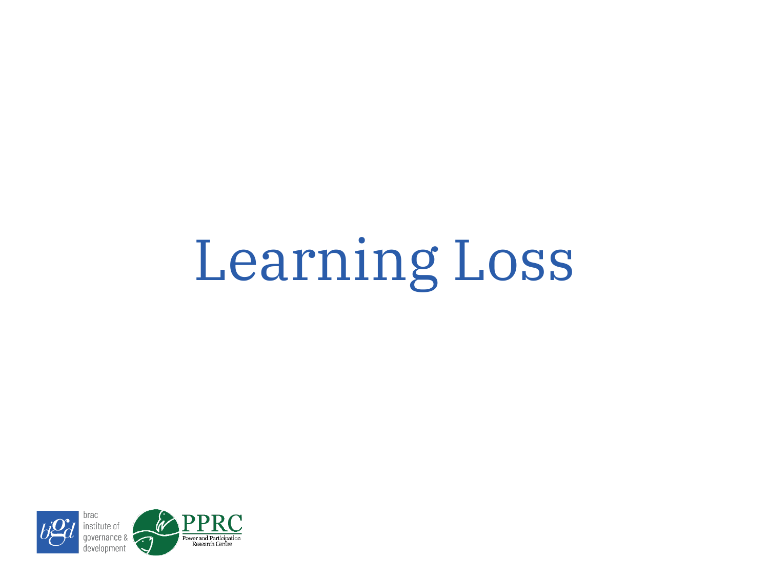# Learning Loss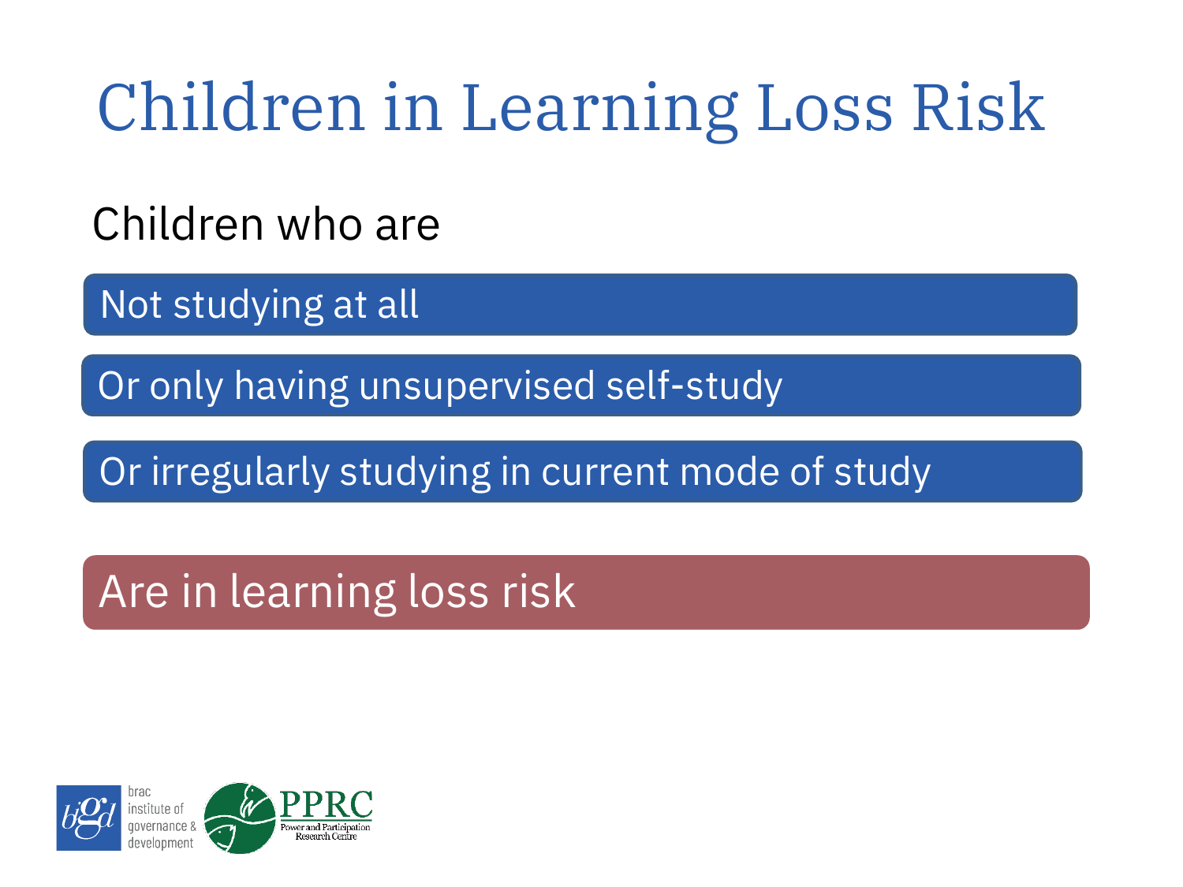# Children in Learning Loss Risk

Children who are

- Not studying at all
- Or only having unsupervised self-study
- Or irregularly studying in current mode of study

**Are in learning loss risk**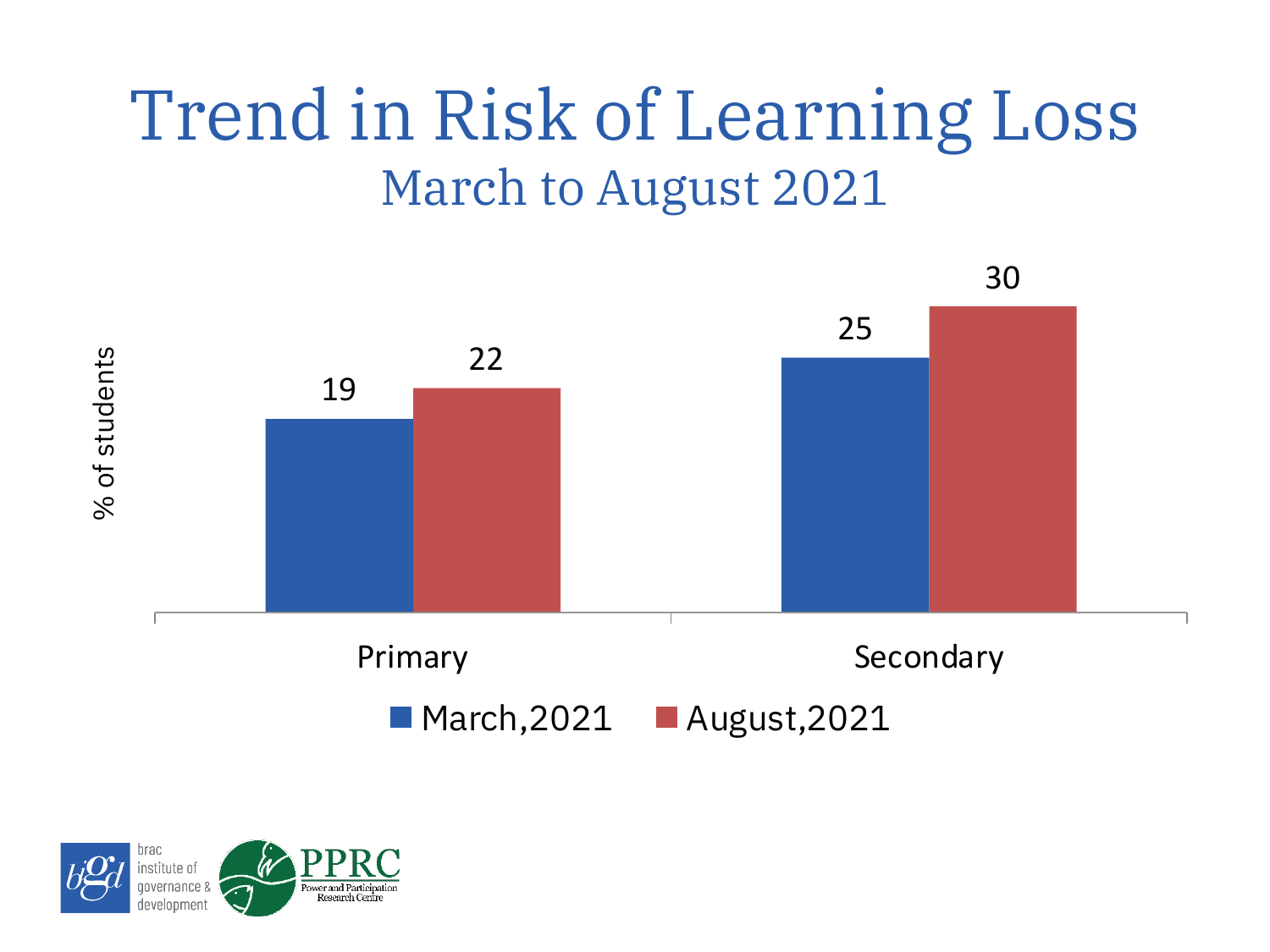# Trend in Risk of Learning Loss

## March to August 2021

| % of students | March,2021 | August,2021 |
|---|---|---|
| Primary | 19 | 22 |
| Secondary | 25 | 30 |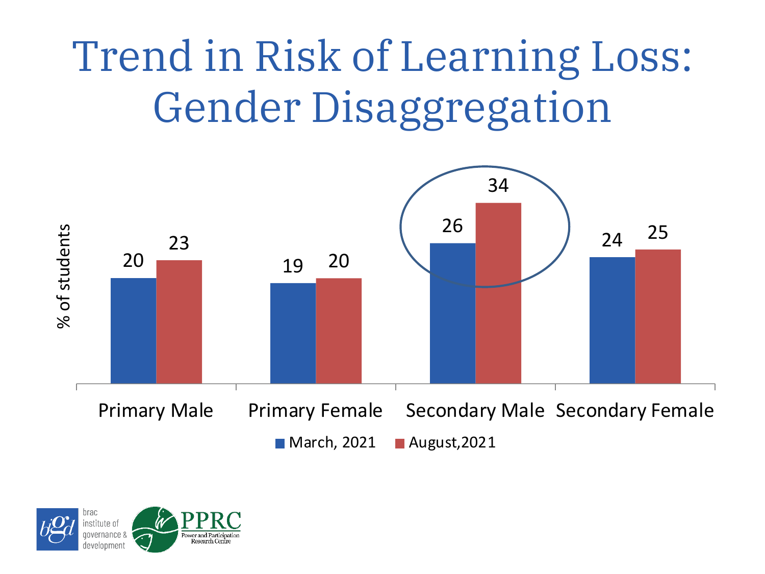# Trend in Risk of Learning Loss: Gender Disaggregation

| % of students | March, 2021 | August,2021 |
| --- | --- | --- |
| Primary Male | 20 | 23 |
| Primary Female | 19 | 20 |
| Secondary Male | 26 | 34 |
| Secondary Female | 24 | 25 |

brac institute of governance & development

PPRC Power and Participation Research Centre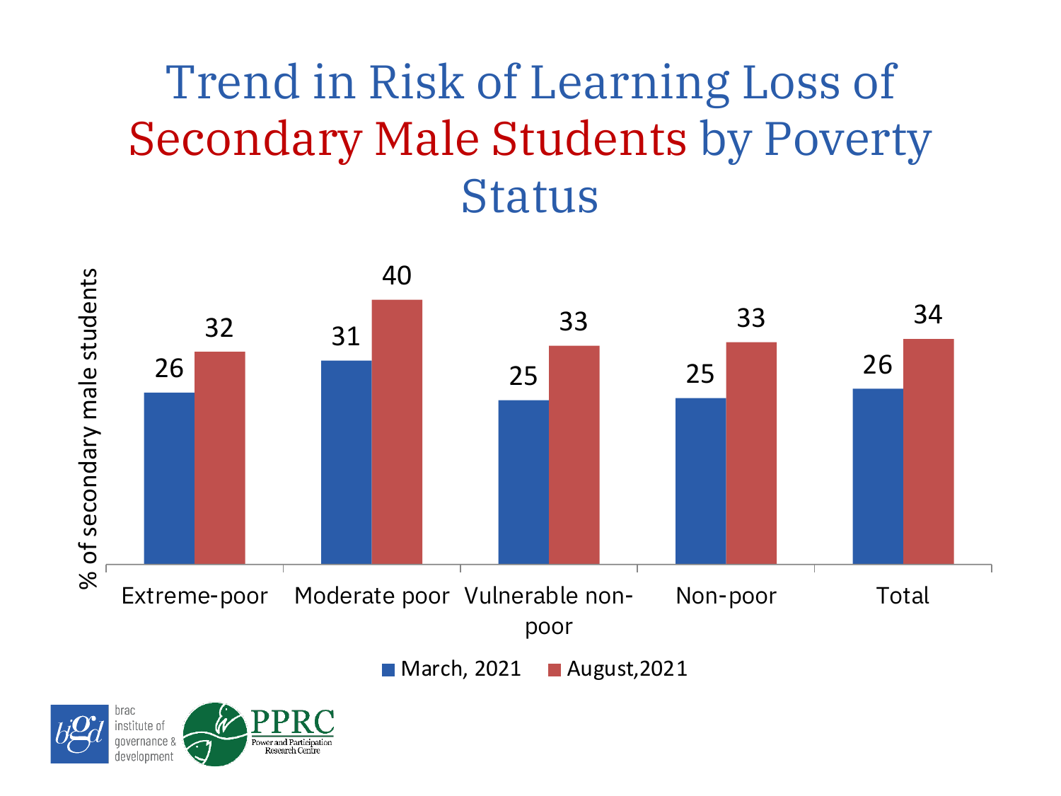# Trend in Risk of Learning Loss of Secondary Male Students by Poverty Status

| % of secondary male students | March, 2021 | August, 2021 |
| --- | --- | --- |
| Extreme-poor | 26 | 32 |
| Moderate poor | 31 | 40 |
| Vulnerable non-poor | 25 | 33 |
| Non-poor | 25 | 33 |
| Total | 26 | 34 |

brac institute of governance & development

PPRC Power and Participation Research Centre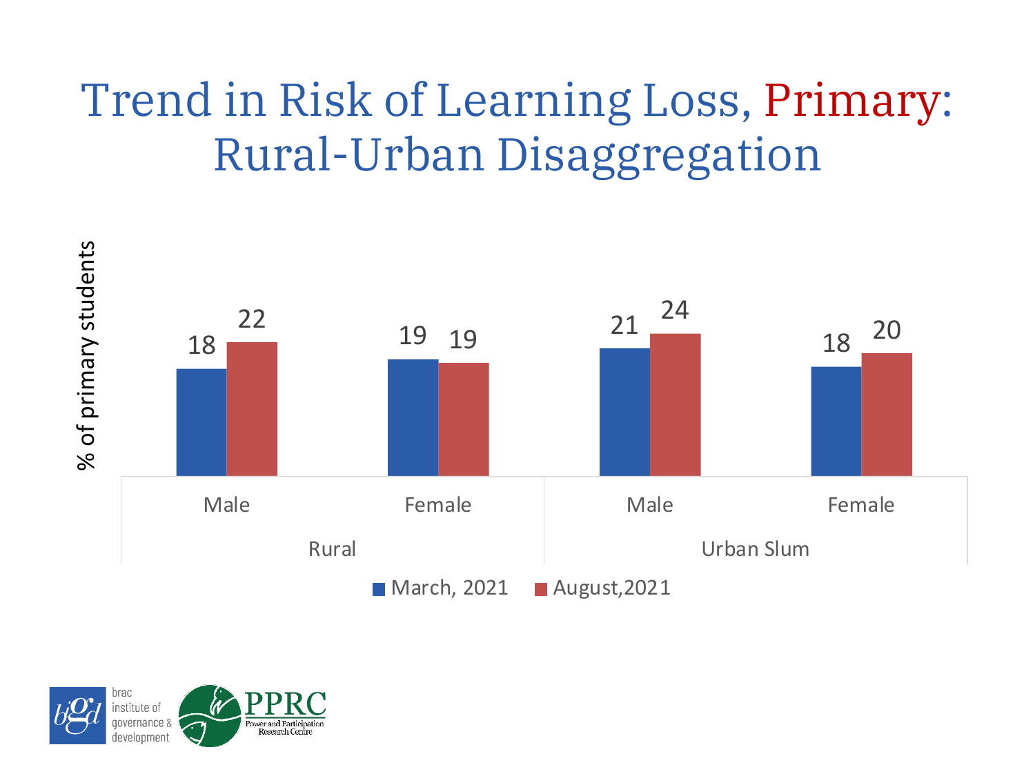# Trend in Risk of Learning Loss, Primary: Rural-Urban Disaggregation

| % of primary students | | March, 2021 | August,2021 |
|---|---|---|---|
| Rural | Male | 18 | 22 |
| | Female | 19 | 19 |
| Urban Slum | Male | 21 | 24 |
| | Female | 18 | 20 |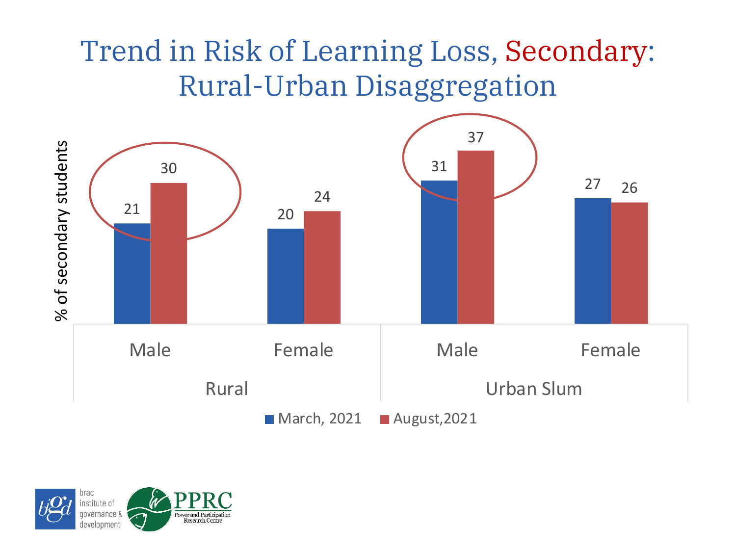# Trend in Risk of Learning Loss, Secondary: Rural-Urban Disaggregation

| | | March, 2021 | August, 2021 |
|---|---|---|---|
| Rural | Male | 21 | 30 |
| | Female | 20 | 24 |
| Urban Slum | Male | 31 | 37 |
| | Female | 27 | 26 |

% of secondary students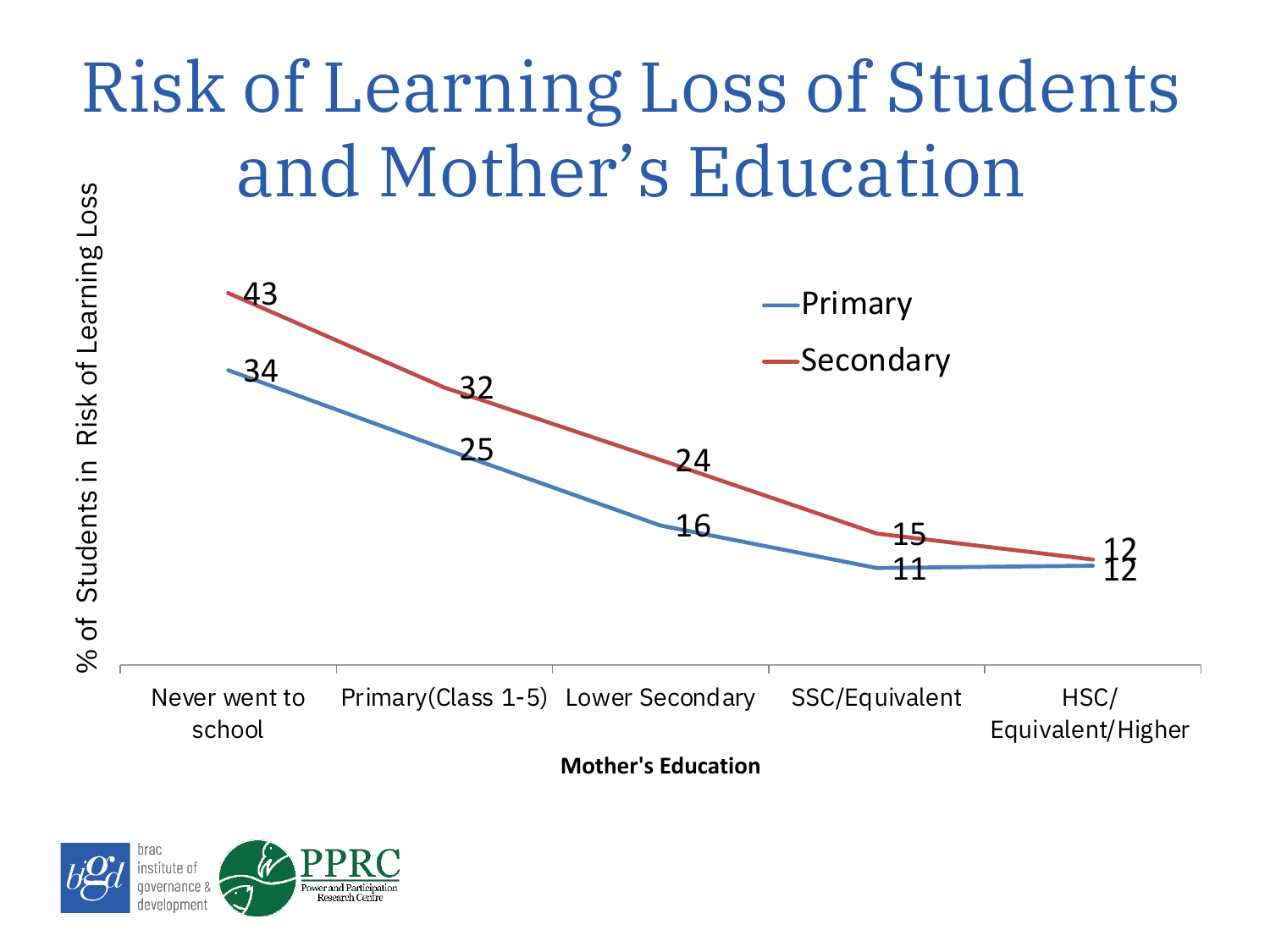# Risk of Learning Loss of Students and Mother's Education

% of Students in Risk of Learning Loss

| Mother's Education | Primary | Secondary |
|---|---|---|
| Never went to school | 34 | 43 |
| Primary(Class 1-5) | 25 | 32 |
| Lower Secondary | 16 | 24 |
| SSC/Equivalent | 11 | 15 |
| HSC/ Equivalent/Higher | 12 | 12 |

**Mother's Education**

brac institute of governance & development

PPRC Power and Participation Research Centre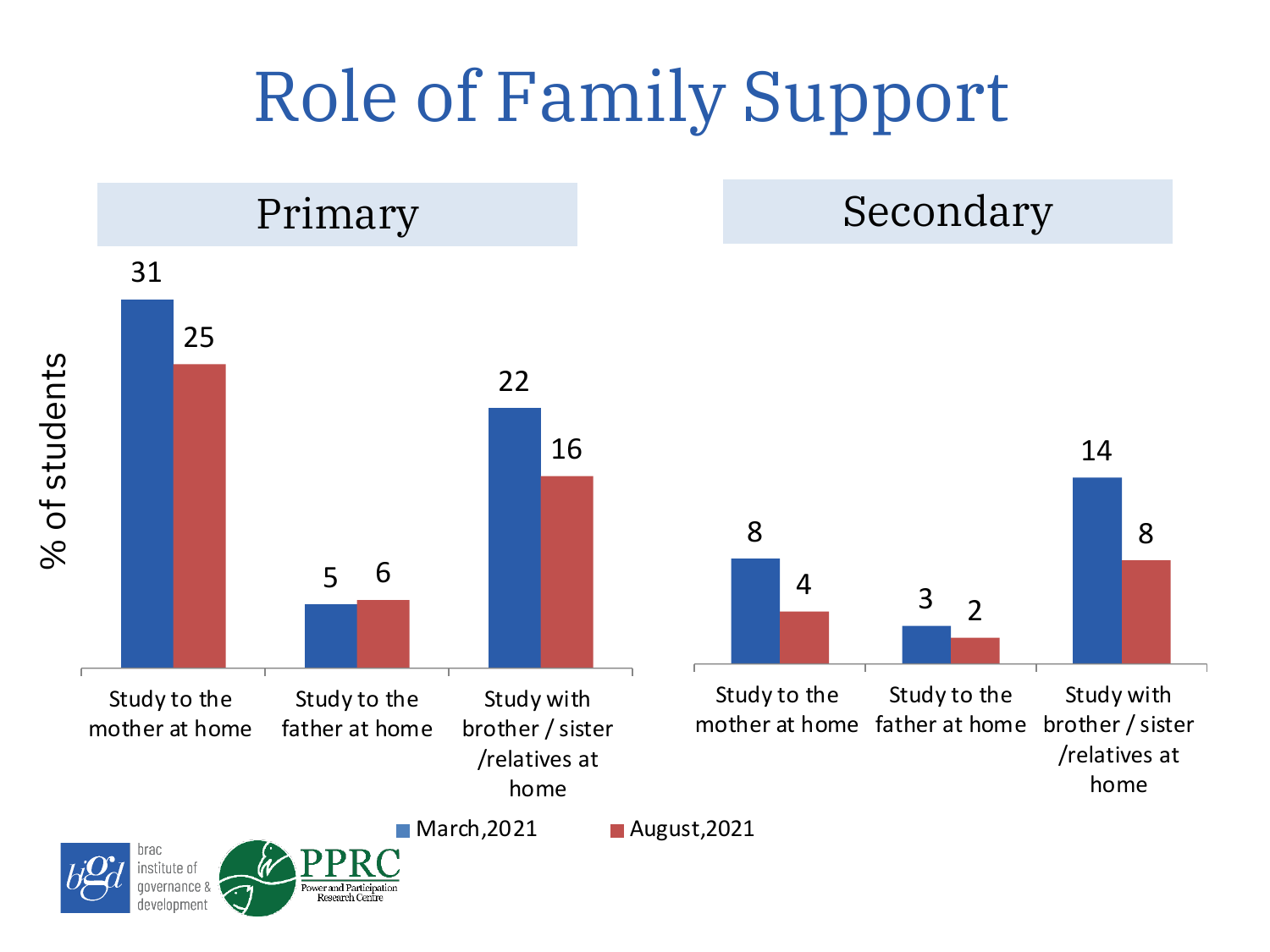# Role of Family Support

## Primary

% of students

| | March,2021 | August,2021 |
|---|---|---|
| Study to the mother at home | 31 | 25 |
| Study to the father at home | 5 | 6 |
| Study with brother / sister /relatives at home | 22 | 16 |

## Secondary

| | March,2021 | August,2021 |
|---|---|---|
| Study to the mother at home | 8 | 4 |
| Study to the father at home | 3 | 2 |
| Study with brother / sister /relatives at home | 14 | 8 |

brac institute of governance & development

PPRC Power and Participation Research Centre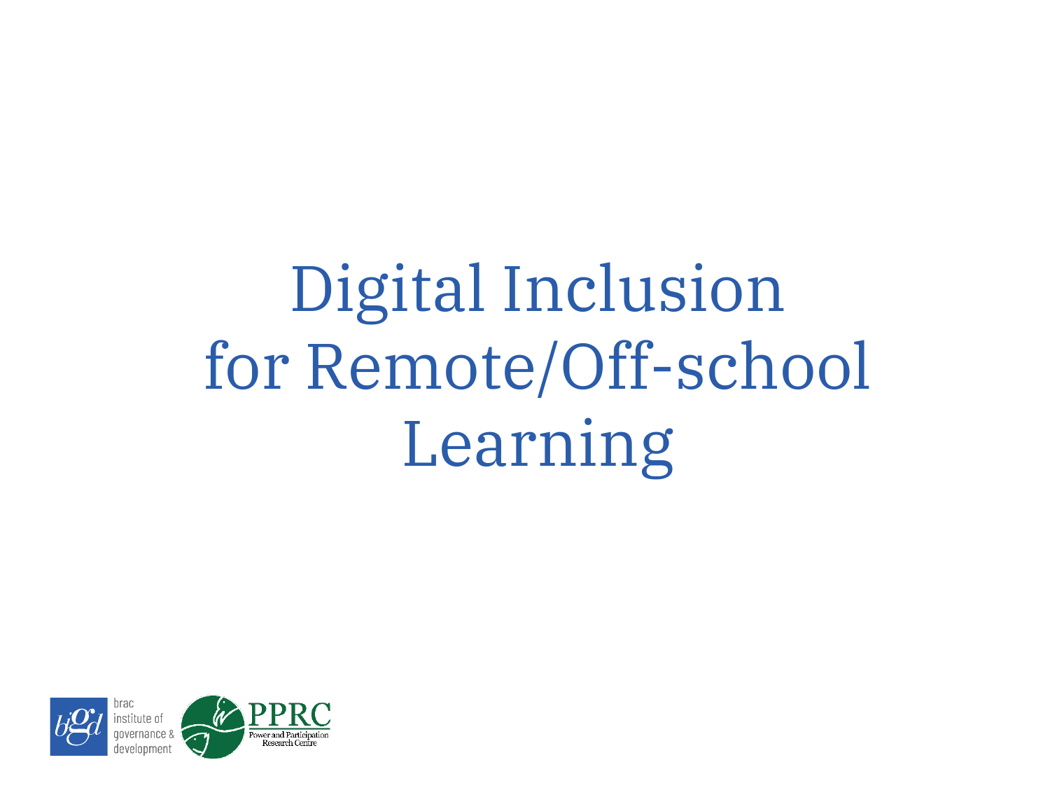# Digital Inclusion for Remote/Off-school Learning

brac institute of governance & development

PPRC Power and Participation Research Centre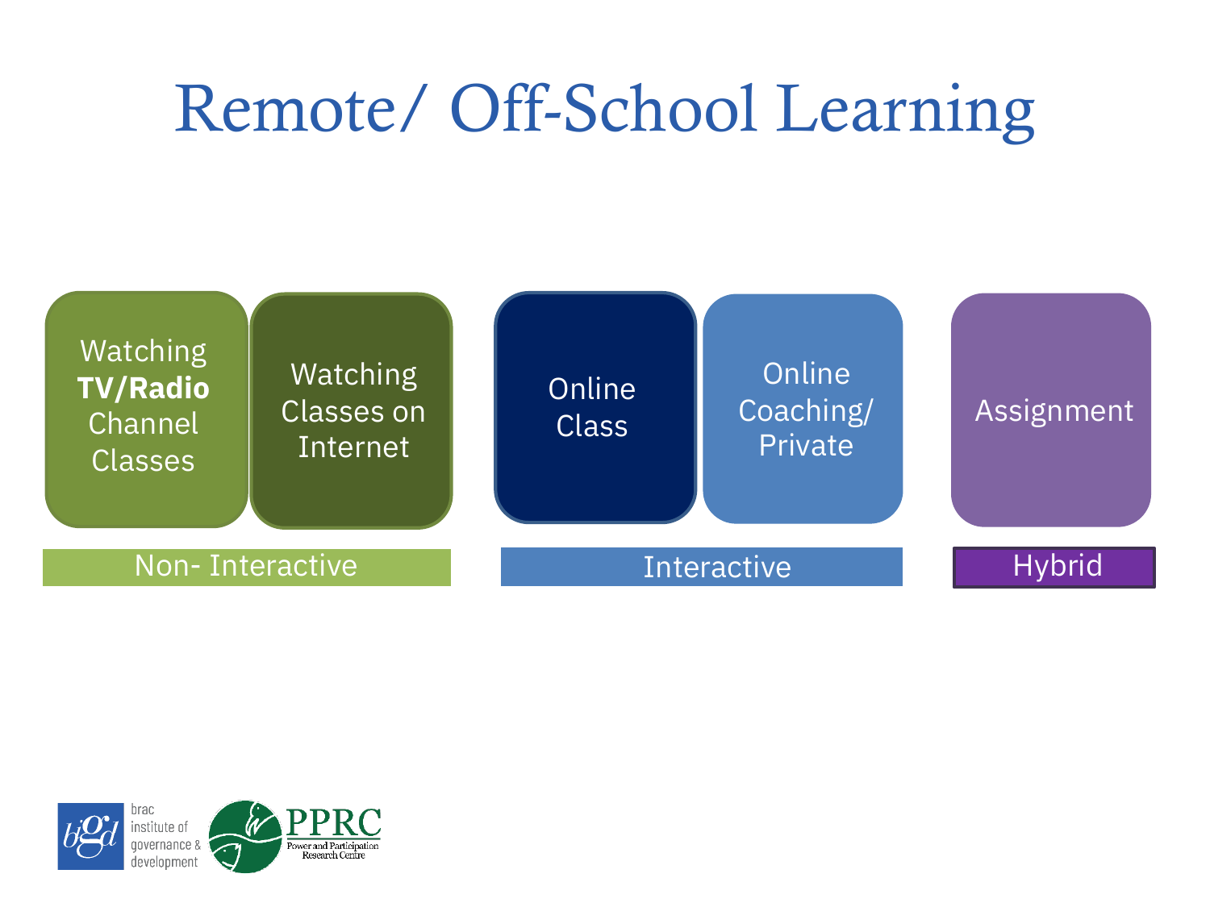# Remote/ Off-School Learning

**Non- Interactive**
- Watching **TV/Radio** Channel Classes
- Watching Classes on Internet

**Interactive**
- Online Class
- Online Coaching/ Private

**Hybrid**
- Assignment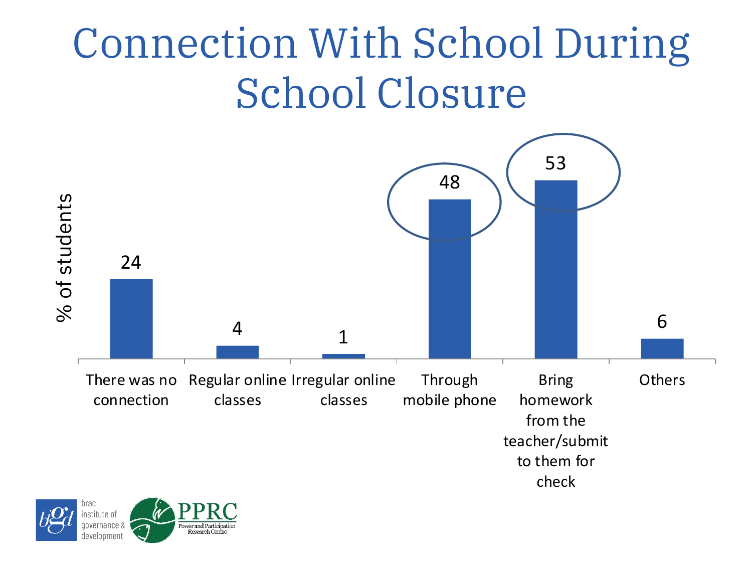# Connection With School During School Closure

| Connection | % of students |
|---|---|
| There was no connection | 24 |
| Regular online classes | 4 |
| Irregular online classes | 1 |
| Through mobile phone | 48 |
| Bring homework from the teacher/submit to them for check | 53 |
| Others | 6 |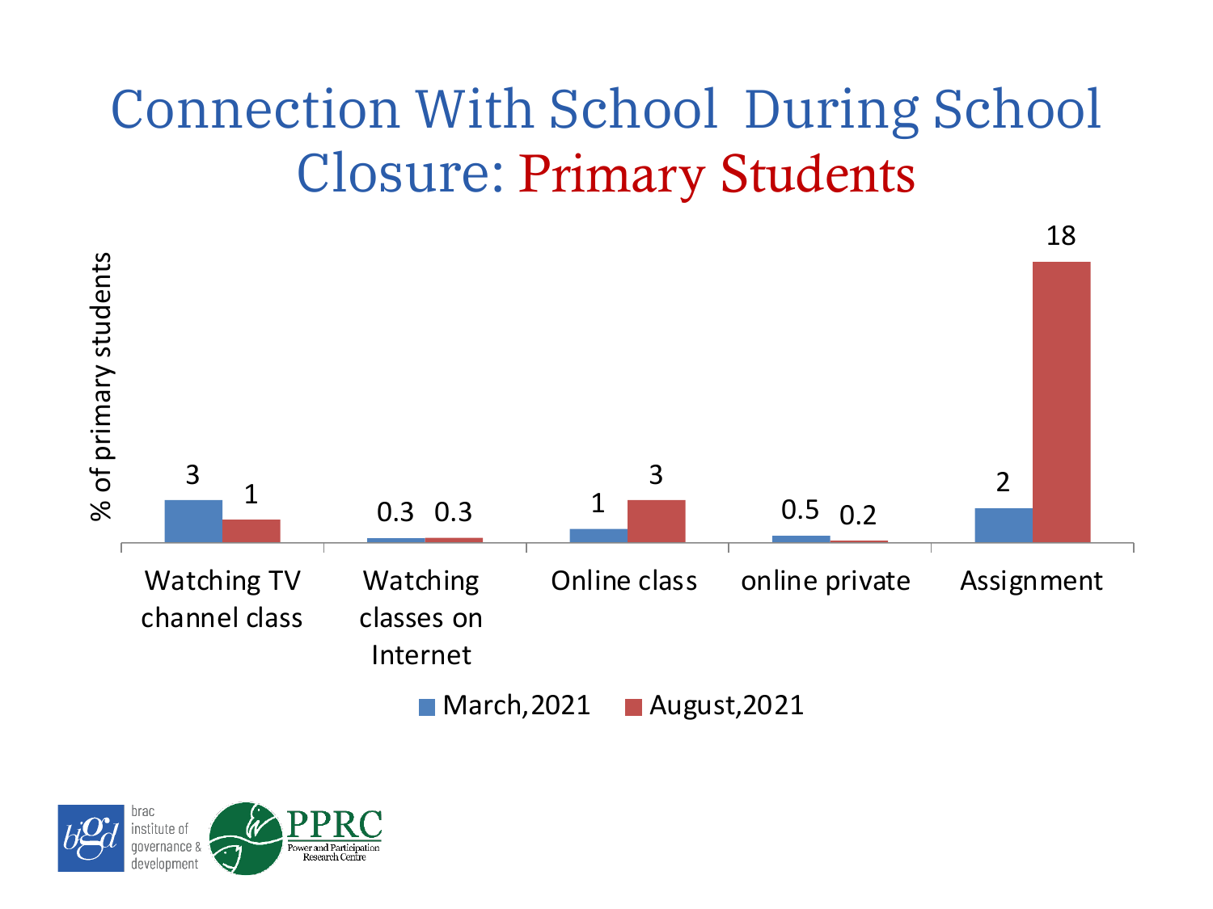# Connection With School During School Closure: Primary Students

| | March, 2021 | August, 2021 |
|---|---|---|
| Watching TV channel class | 3 | 1 |
| Watching classes on Internet | 0.3 | 0.3 |
| Online class | 1 | 3 |
| online private | 0.5 | 0.2 |
| Assignment | 2 | 18 |

% of primary students

brac institute of governance & development

PPRC Power and Participation Research Centre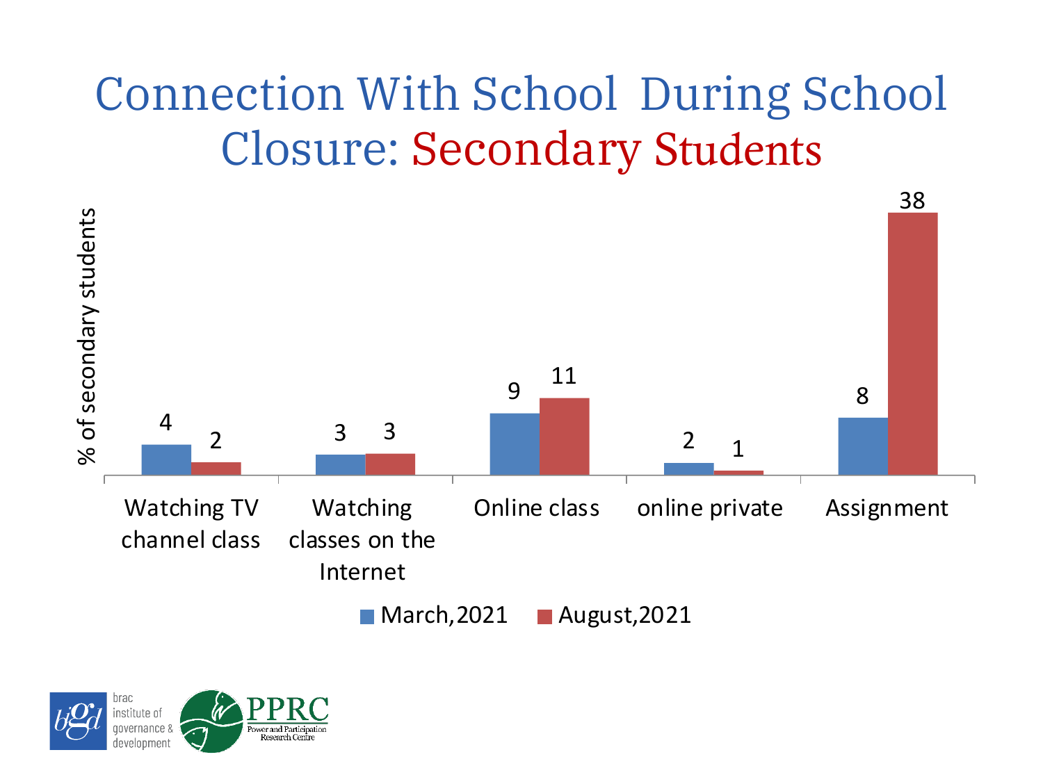# Connection With School During School Closure: Secondary Students

% of secondary students

| | March,2021 | August,2021 |
|---|---|---|
| Watching TV channel class | 4 | 2 |
| Watching classes on the Internet | 3 | 3 |
| Online class | 9 | 11 |
| online private | 2 | 1 |
| Assignment | 8 | 38 |

brac institute of governance & development

PPRC Power and Participation Research Centre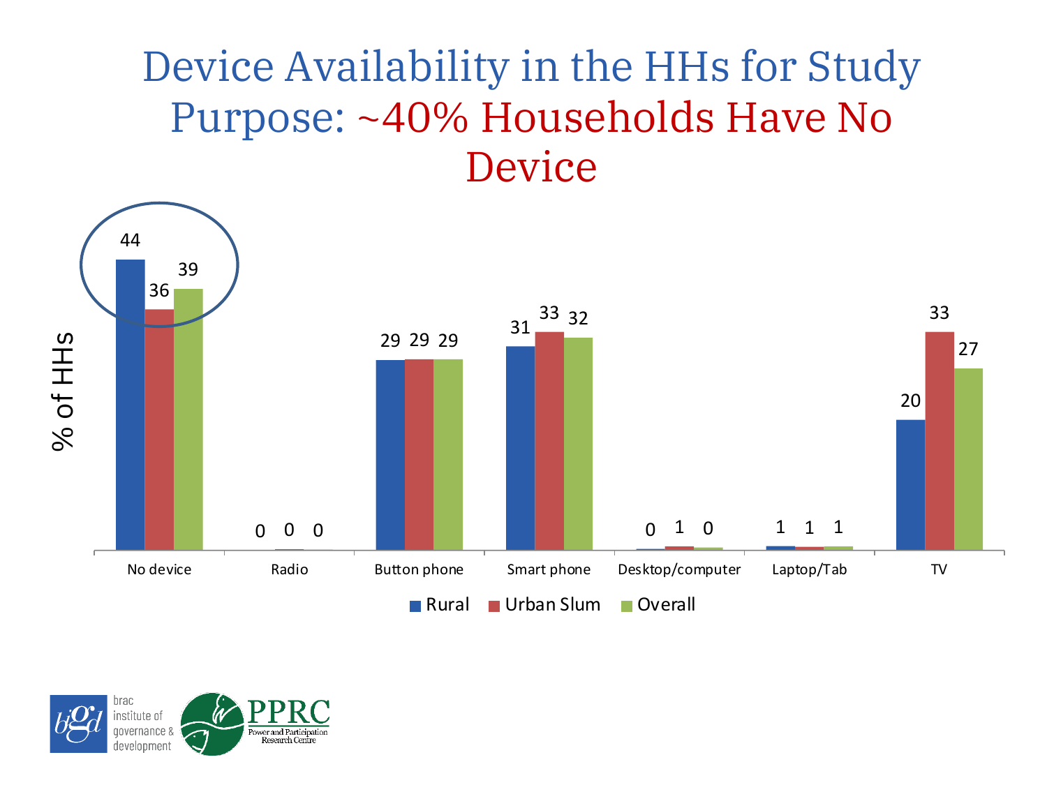# Device Availability in the HHs for Study Purpose: ~40% Households Have No Device

| % of HHs | No device | Radio | Button phone | Smart phone | Desktop/computer | Laptop/Tab | TV |
|---|---|---|---|---|---|---|---|
| Rural | 44 | 0 | 29 | 31 | 0 | 1 | 20 |
| Urban Slum | 36 | 0 | 29 | 33 | 1 | 1 | 33 |
| Overall | 39 | 0 | 29 | 32 | 0 | 1 | 27 |

brac institute of governance & development

PPRC Power and Participation Research Centre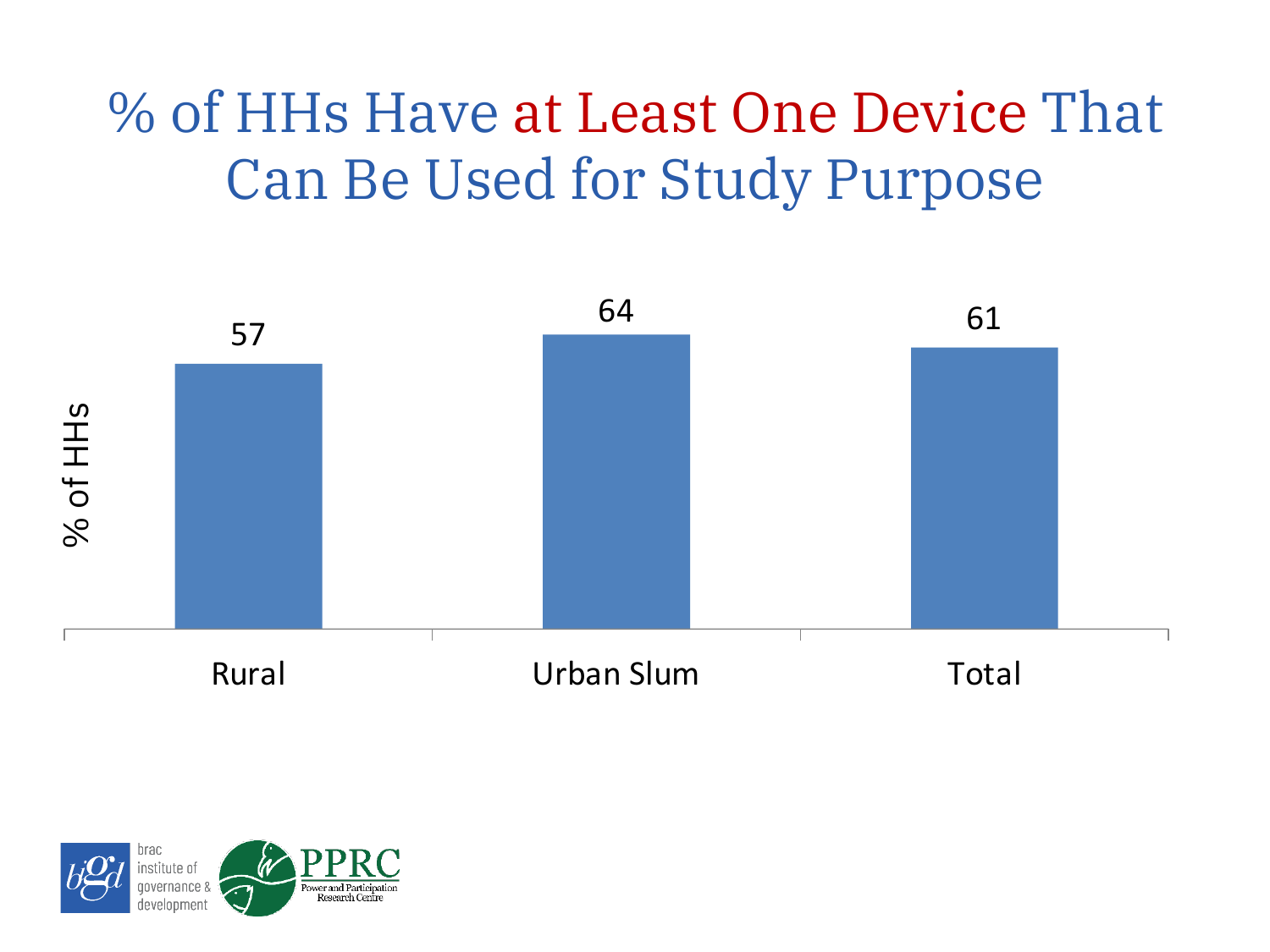# % of HHs Have at Least One Device That Can Be Used for Study Purpose

| | % of HHs |
|---|---|
| Rural | 57 |
| Urban Slum | 64 |
| Total | 61 |

brac institute of governance & development

PPRC Power and Participation Research Centre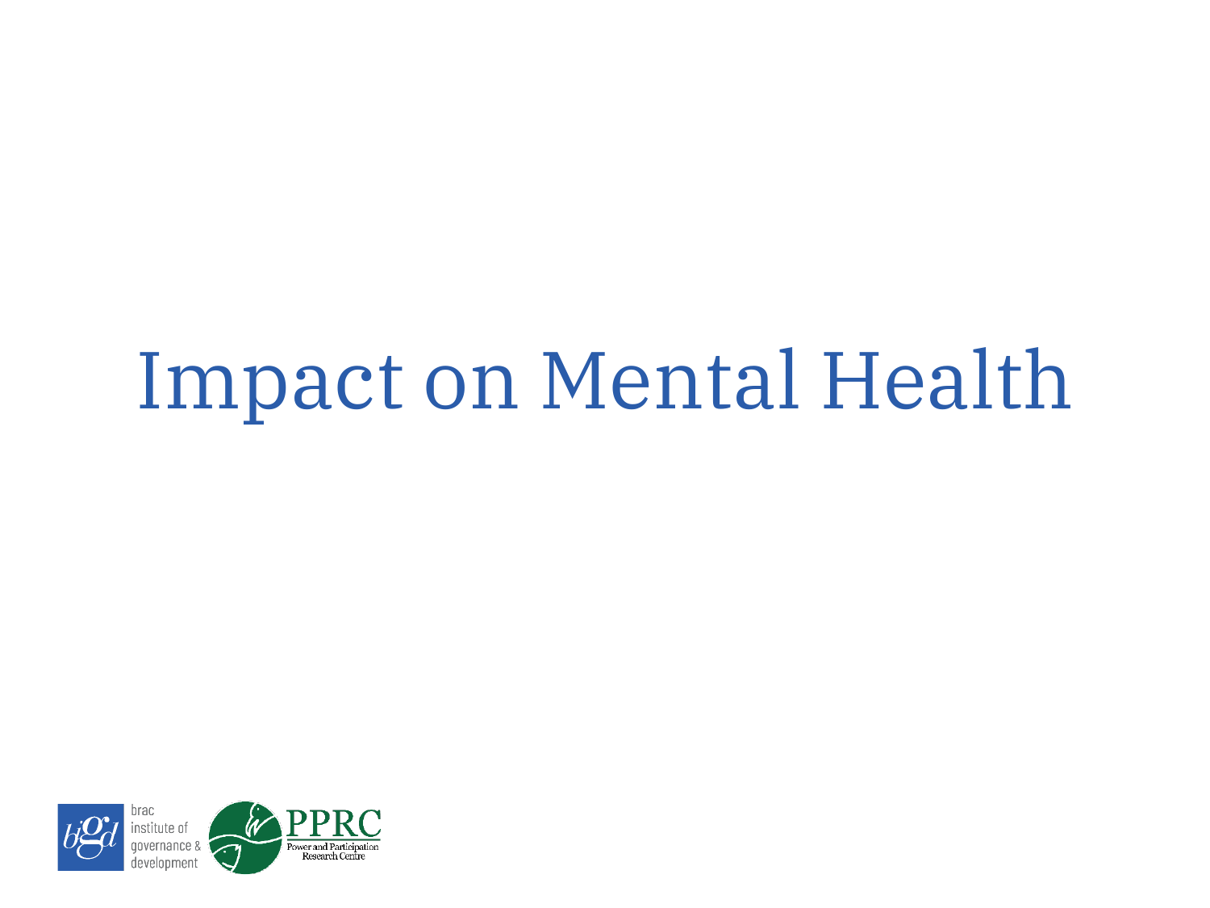# Impact on Mental Health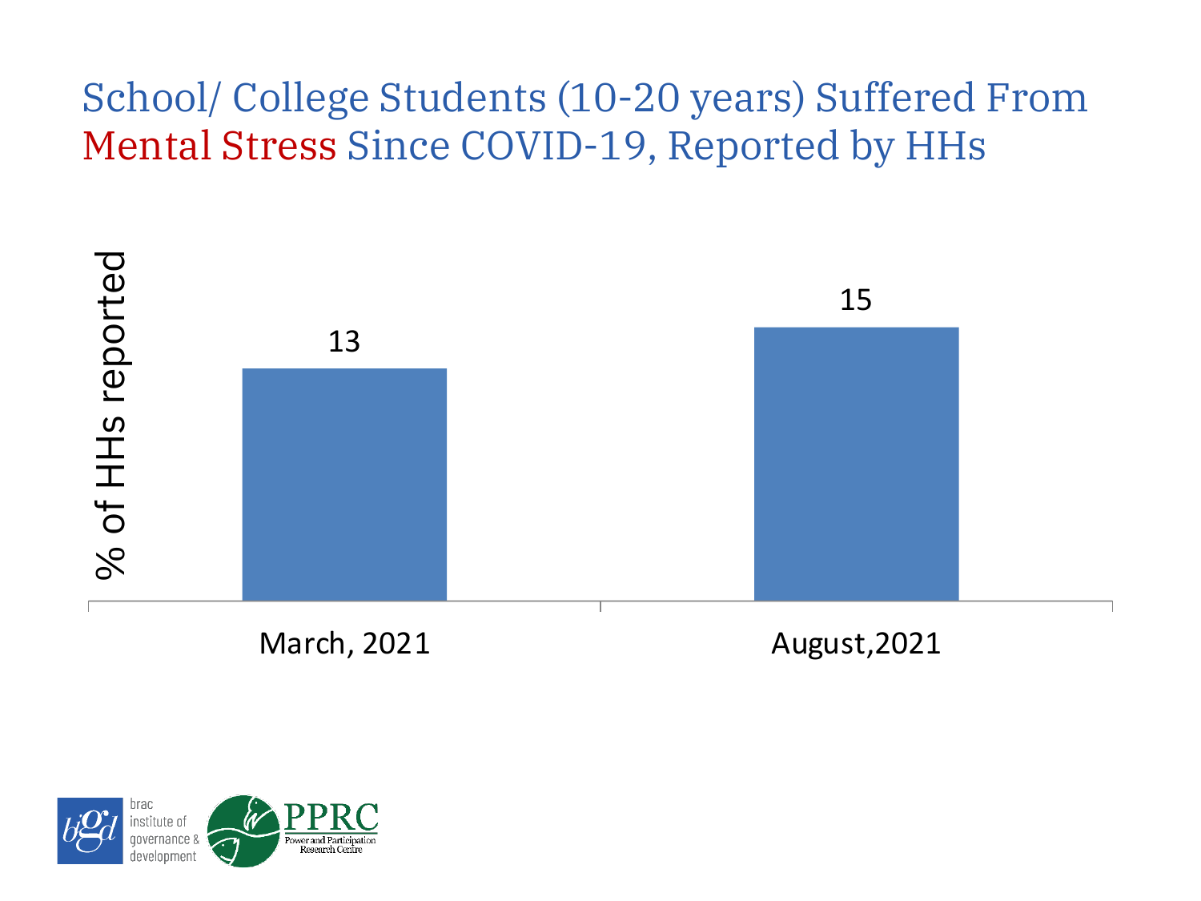# School/ College Students (10-20 years) Suffered From Mental Stress Since COVID-19, Reported by HHs

| | % of HHs reported |
|---|---|
| March, 2021 | 13 |
| August,2021 | 15 |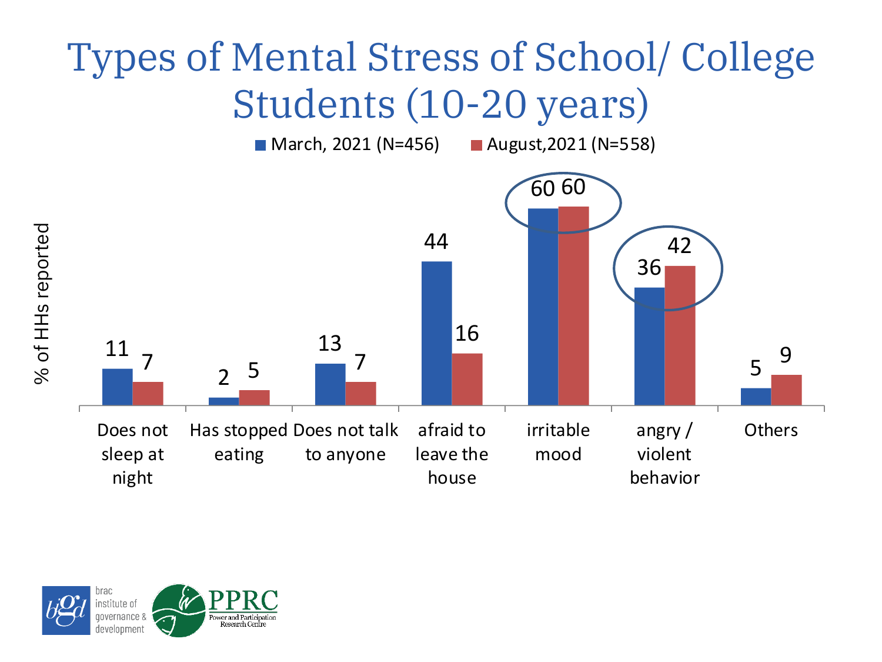# Types of Mental Stress of School/ College Students (10-20 years)

| % of HHs reported | March, 2021 (N=456) | August,2021 (N=558) |
|---|---|---|
| Does not sleep at night | 11 | 7 |
| Has stopped eating | 2 | 5 |
| Does not talk to anyone | 13 | 7 |
| afraid to leave the house | 44 | 16 |
| irritable mood | 60 | 60 |
| angry / violent behavior | 36 | 42 |
| Others | 5 | 9 |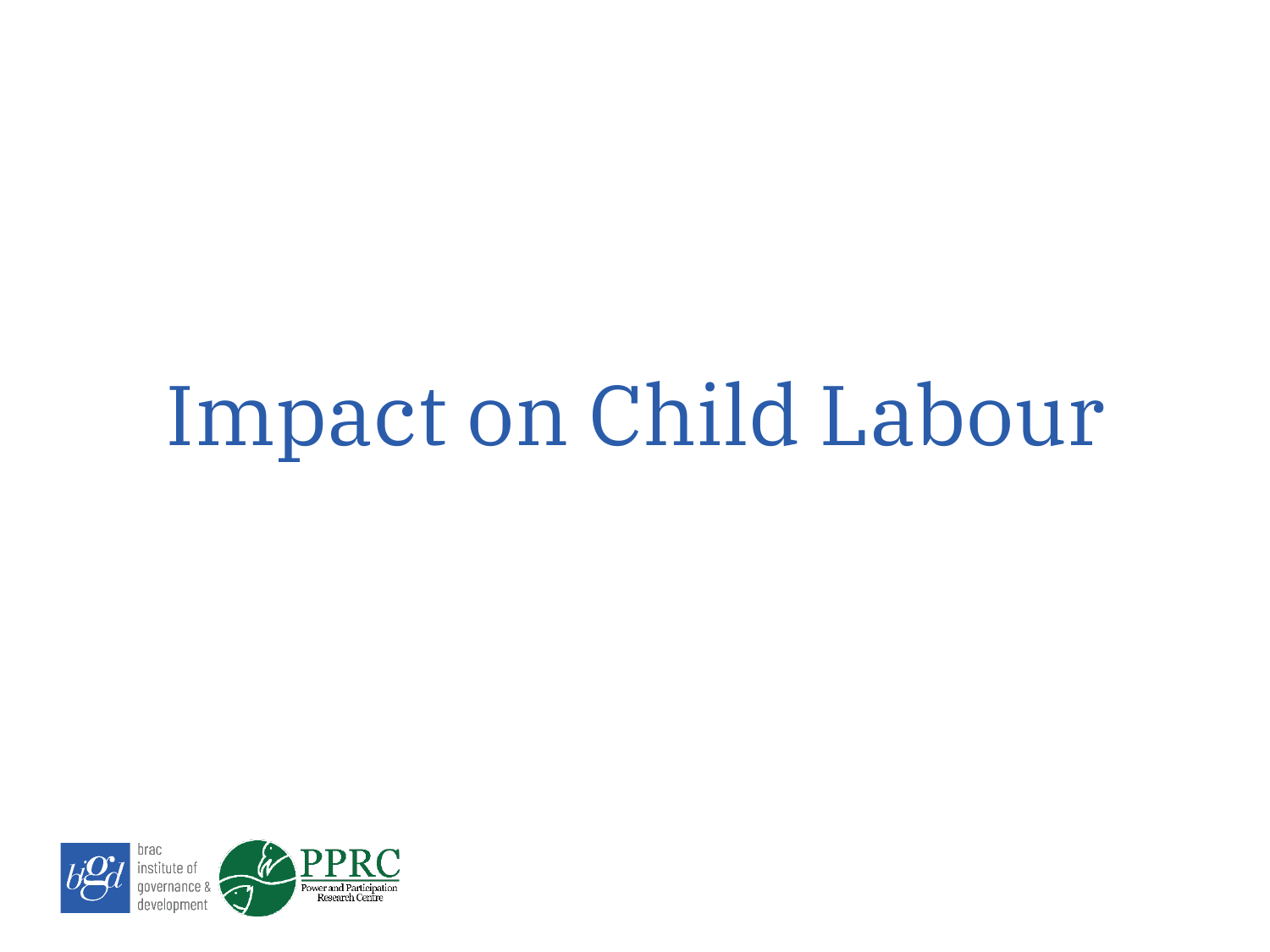# Impact on Child Labour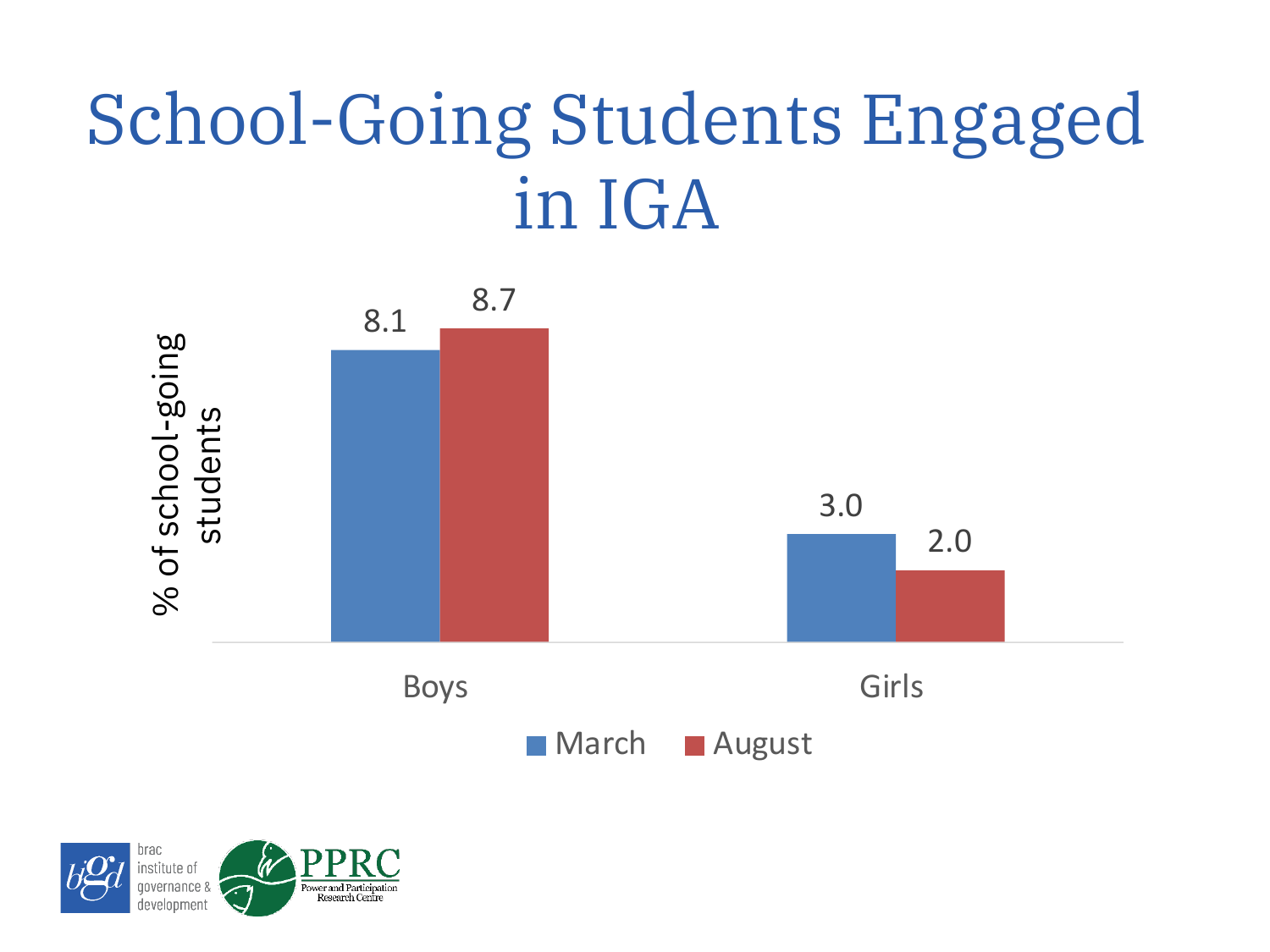# School-Going Students Engaged in IGA

| % of school-going students | March | August |
|---|---|---|
| Boys | 8.1 | 8.7 |
| Girls | 3.0 | 2.0 |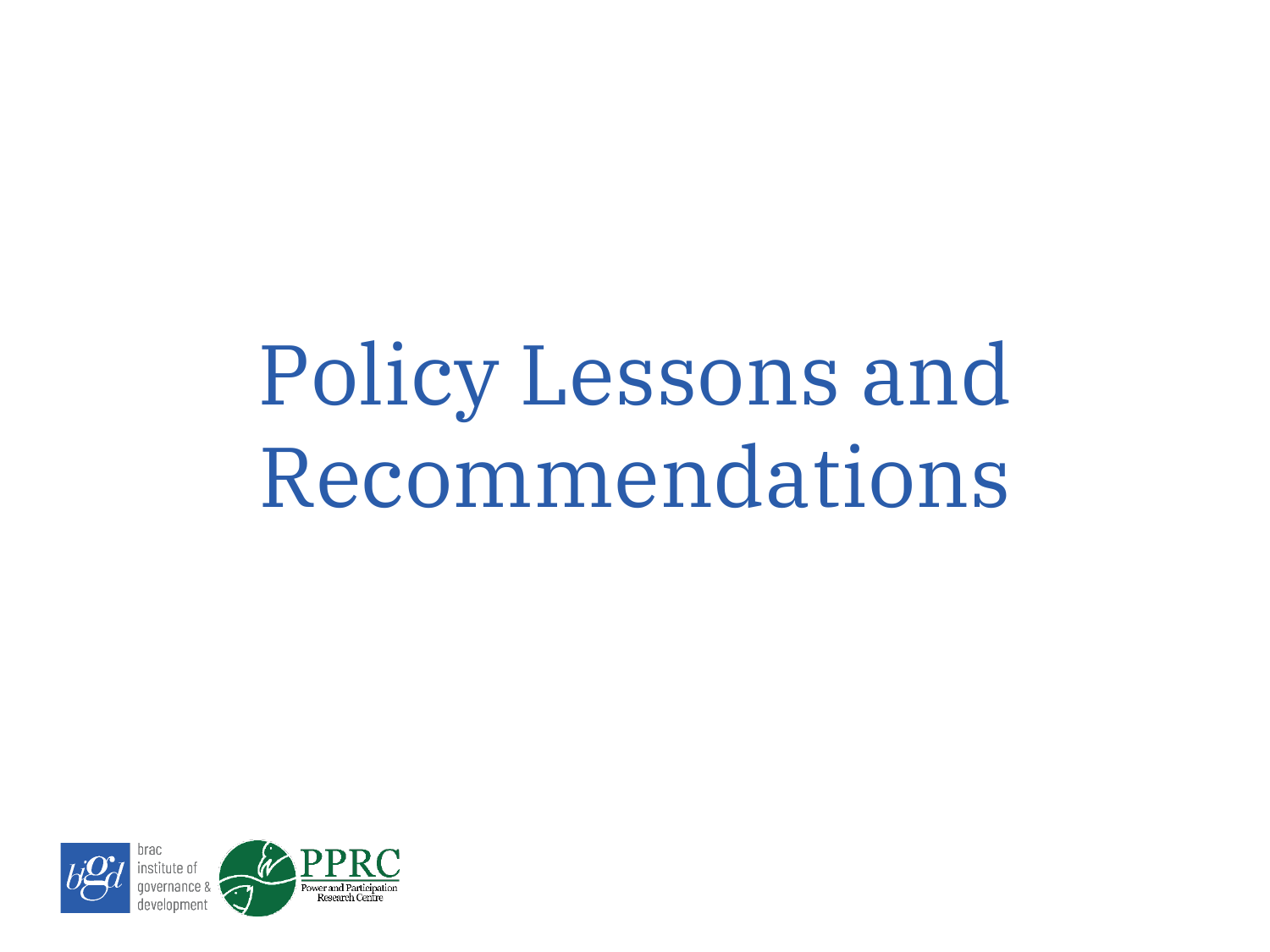# Policy Lessons and Recommendations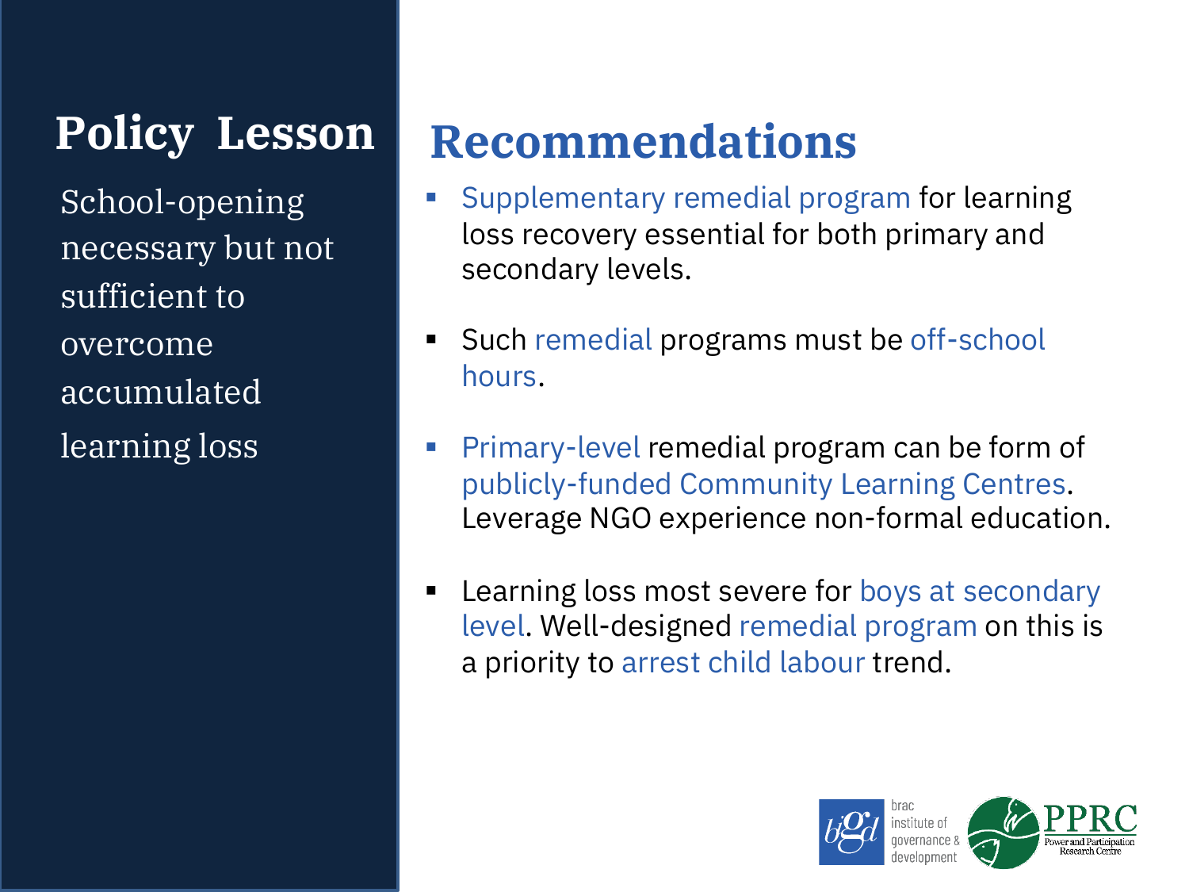## Policy Lesson

School-opening necessary but not sufficient to overcome accumulated learning loss

## Recommendations

- Supplementary remedial program for learning loss recovery essential for both primary and secondary levels.
- Such remedial programs must be off-school hours.
- Primary-level remedial program can be form of publicly-funded Community Learning Centres. Leverage NGO experience non-formal education.
- Learning loss most severe for boys at secondary level. Well-designed remedial program on this is a priority to arrest child labour trend.

brac institute of governance & development

PPRC Power and Participation Research Centre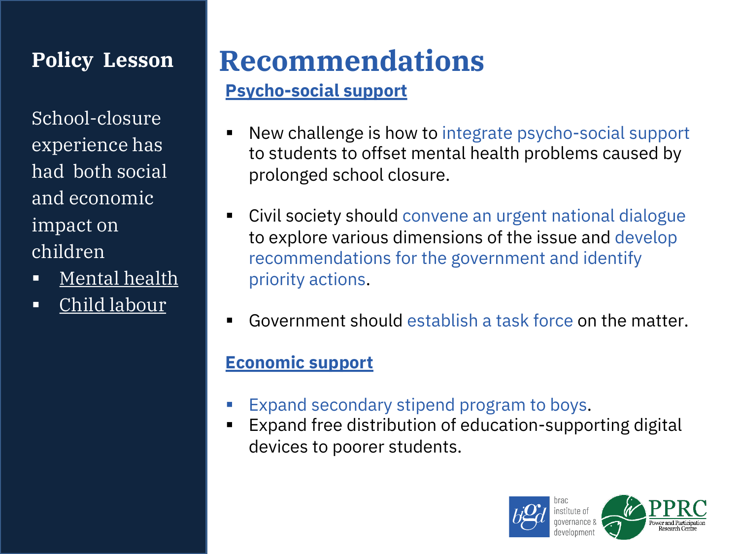## Policy Lesson

School-closure experience has had both social and economic impact on children

- Mental health
- Child labour

# Recommendations

## Psycho-social support

- New challenge is how to integrate psycho-social support to students to offset mental health problems caused by prolonged school closure.
- Civil society should convene an urgent national dialogue to explore various dimensions of the issue and develop recommendations for the government and identify priority actions.
- Government should establish a task force on the matter.

## Economic support

- Expand secondary stipend program to boys.
- Expand free distribution of education-supporting digital devices to poorer students.

brac institute of governance & development

PPRC Power and Participation Research Centre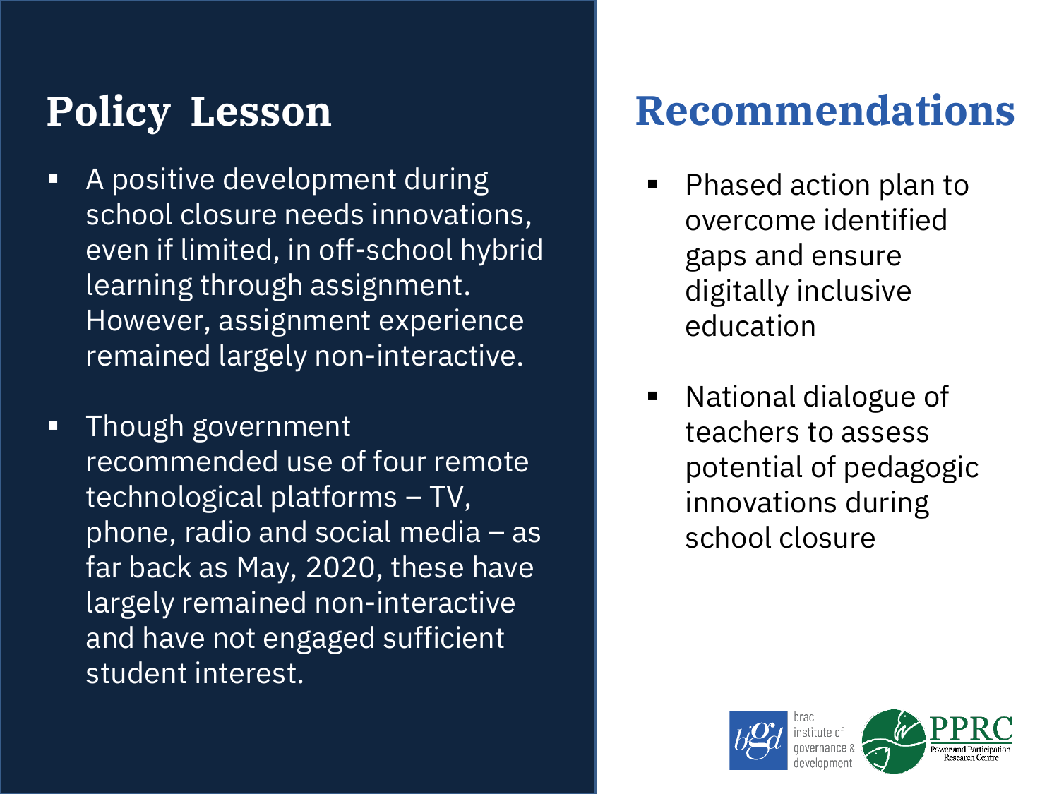## Policy Lesson

- A positive development during school closure needs innovations, even if limited, in off-school hybrid learning through assignment. However, assignment experience remained largely non-interactive.
- Though government recommended use of four remote technological platforms – TV, phone, radio and social media – as far back as May, 2020, these have largely remained non-interactive and have not engaged sufficient student interest.

## Recommendations

- Phased action plan to overcome identified gaps and ensure digitally inclusive education
- National dialogue of teachers to assess potential of pedagogic innovations during school closure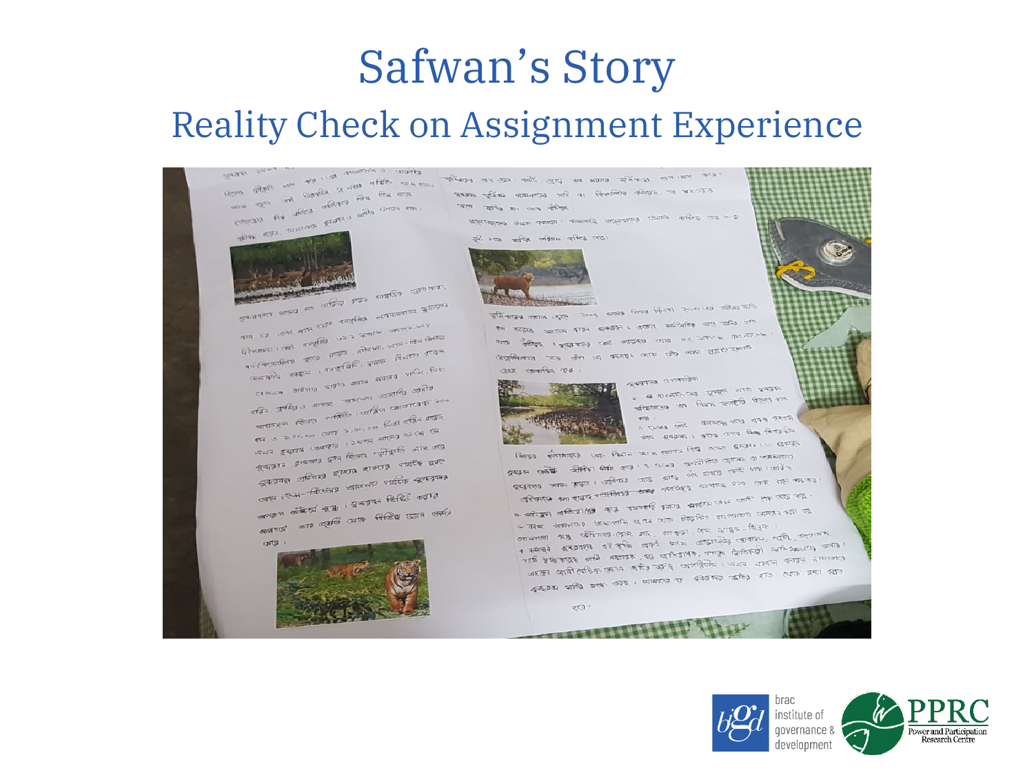# Safwan's Story

## Reality Check on Assignment Experience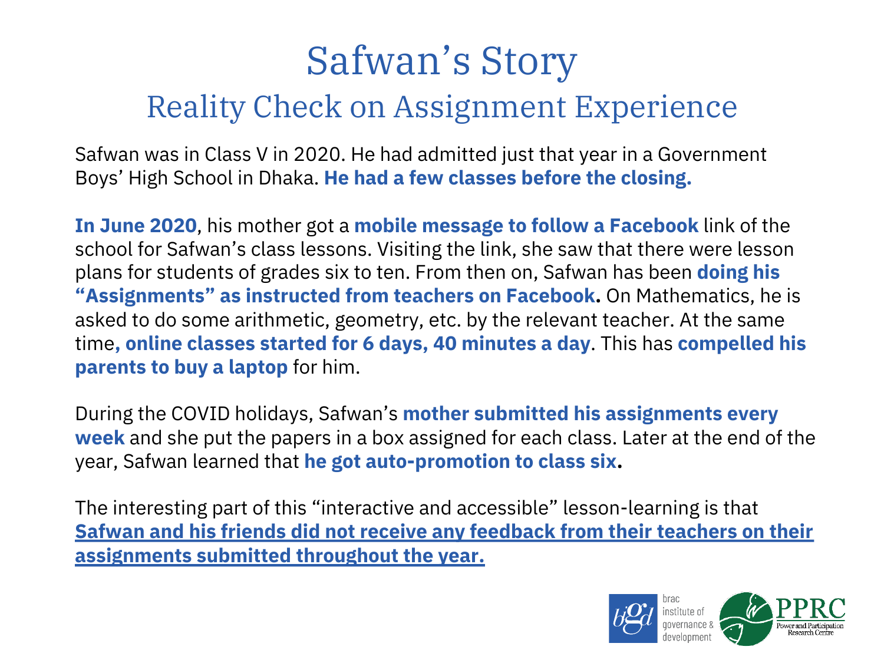# Safwan's Story

## Reality Check on Assignment Experience

Safwan was in Class V in 2020. He had admitted just that year in a Government Boys' High School in Dhaka. **He had a few classes before the closing.**

**In June 2020**, his mother got a **mobile message to follow a Facebook** link of the school for Safwan's class lessons. Visiting the link, she saw that there were lesson plans for students of grades six to ten. From then on, Safwan has been **doing his "Assignments" as instructed from teachers on Facebook.** On Mathematics, he is asked to do some arithmetic, geometry, etc. by the relevant teacher. At the same time**, online classes started for 6 days, 40 minutes a day**. This has **compelled his parents to buy a laptop** for him.

During the COVID holidays, Safwan's **mother submitted his assignments every week** and she put the papers in a box assigned for each class. Later at the end of the year, Safwan learned that **he got auto-promotion to class six.**

The interesting part of this "interactive and accessible" lesson-learning is that **Safwan and his friends did not receive any feedback from their teachers on their assignments submitted throughout the year.**

brac institute of governance & development

PPRC Power and Participation Research Centre